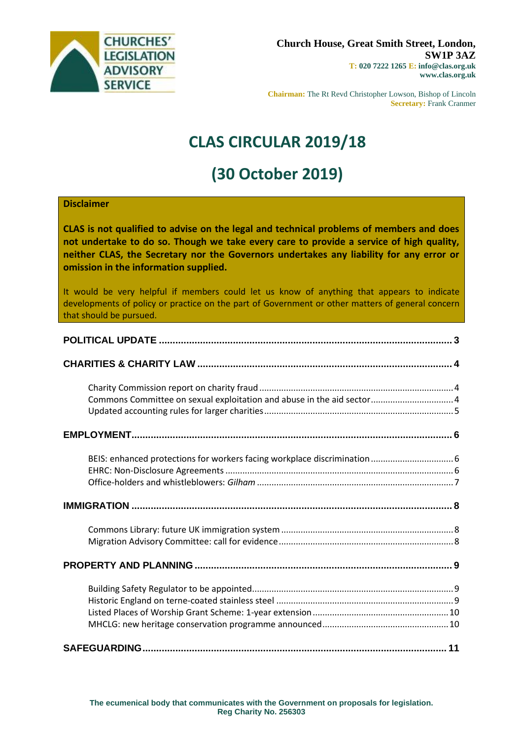CHURCHES' LEGISLATION ADVISORY SERVICE

**Church House, Great Smith Street, London, SW1P 3AZ**
**T:** 020 7222 1265 **E:** info@clas.org.uk
www.clas.org.uk

**Chairman:** The Rt Revd Christopher Lowson, Bishop of Lincoln
**Secretary:** Frank Cranmer

# CLAS CIRCULAR 2019/18

# (30 October 2019)

**Disclaimer**

**CLAS is not qualified to advise on the legal and technical problems of members and does not undertake to do so. Though we take every care to provide a service of high quality, neither CLAS, the Secretary nor the Governors undertakes any liability for any error or omission in the information supplied.**

It would be very helpful if members could let us know of anything that appears to indicate developments of policy or practice on the part of Government or other matters of general concern that should be pursued.

**POLITICAL UPDATE** ... 3

**CHARITIES & CHARITY LAW** ... 4

- Charity Commission report on charity fraud ... 4
- Commons Committee on sexual exploitation and abuse in the aid sector ... 4
- Updated accounting rules for larger charities ... 5

**EMPLOYMENT** ... 6

- BEIS: enhanced protections for workers facing workplace discrimination ... 6
- EHRC: Non-Disclosure Agreements ... 6
- Office-holders and whistleblowers: *Gilham* ... 7

**IMMIGRATION** ... 8

- Commons Library: future UK immigration system ... 8
- Migration Advisory Committee: call for evidence ... 8

**PROPERTY AND PLANNING** ... 9

- Building Safety Regulator to be appointed ... 9
- Historic England on terne-coated stainless steel ... 9
- Listed Places of Worship Grant Scheme: 1-year extension ... 10
- MHCLG: new heritage conservation programme announced ... 10

**SAFEGUARDING** ... 11

**The ecumenical body that communicates with the Government on proposals for legislation.**
**Reg Charity No. 256303**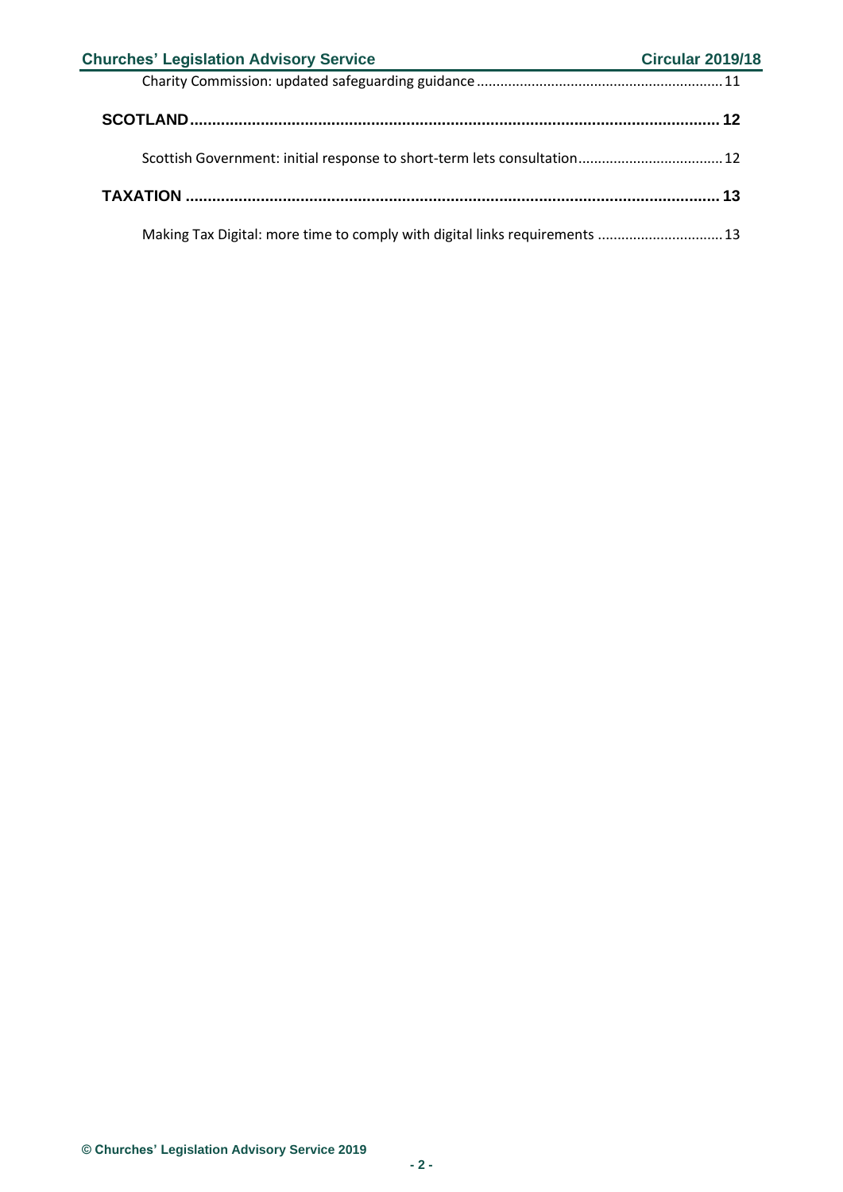Charity Commission: updated safeguarding guidance ........ 11

**SCOTLAND** ........ 12

Scottish Government: initial response to short-term lets consultation ........ 12

**TAXATION** ........ 13

Making Tax Digital: more time to comply with digital links requirements ........ 13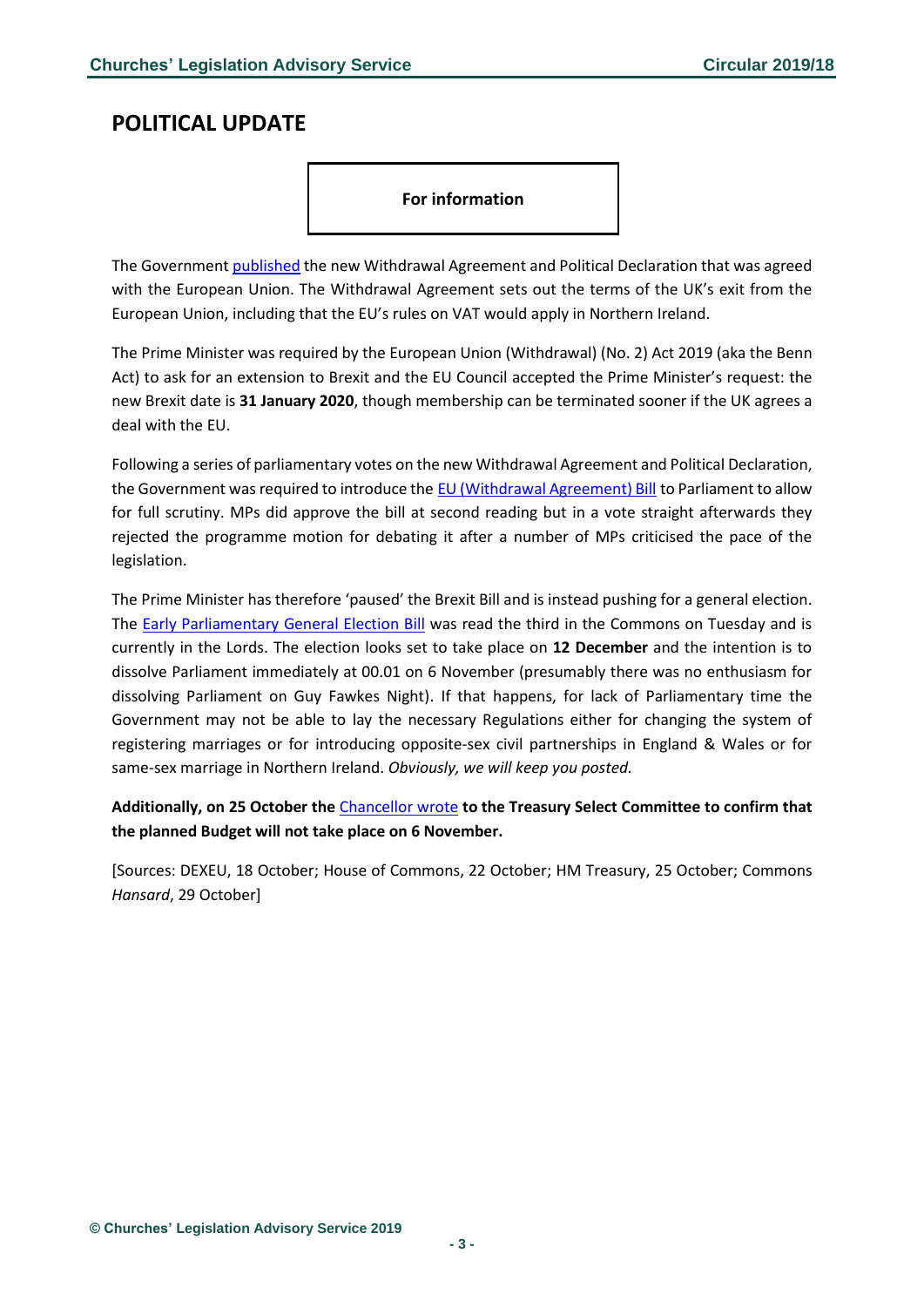## POLITICAL UPDATE

**For information**

The Government published the new Withdrawal Agreement and Political Declaration that was agreed with the European Union. The Withdrawal Agreement sets out the terms of the UK's exit from the European Union, including that the EU's rules on VAT would apply in Northern Ireland.

The Prime Minister was required by the European Union (Withdrawal) (No. 2) Act 2019 (aka the Benn Act) to ask for an extension to Brexit and the EU Council accepted the Prime Minister's request: the new Brexit date is **31 January 2020**, though membership can be terminated sooner if the UK agrees a deal with the EU.

Following a series of parliamentary votes on the new Withdrawal Agreement and Political Declaration, the Government was required to introduce the EU (Withdrawal Agreement) Bill to Parliament to allow for full scrutiny. MPs did approve the bill at second reading but in a vote straight afterwards they rejected the programme motion for debating it after a number of MPs criticised the pace of the legislation.

The Prime Minister has therefore 'paused' the Brexit Bill and is instead pushing for a general election. The Early Parliamentary General Election Bill was read the third in the Commons on Tuesday and is currently in the Lords. The election looks set to take place on **12 December** and the intention is to dissolve Parliament immediately at 00.01 on 6 November (presumably there was no enthusiasm for dissolving Parliament on Guy Fawkes Night). If that happens, for lack of Parliamentary time the Government may not be able to lay the necessary Regulations either for changing the system of registering marriages or for introducing opposite-sex civil partnerships in England & Wales or for same-sex marriage in Northern Ireland. *Obviously, we will keep you posted.*

**Additionally, on 25 October the** Chancellor wrote **to the Treasury Select Committee to confirm that the planned Budget will not take place on 6 November.**

[Sources: DEXEU, 18 October; House of Commons, 22 October; HM Treasury, 25 October; Commons *Hansard*, 29 October]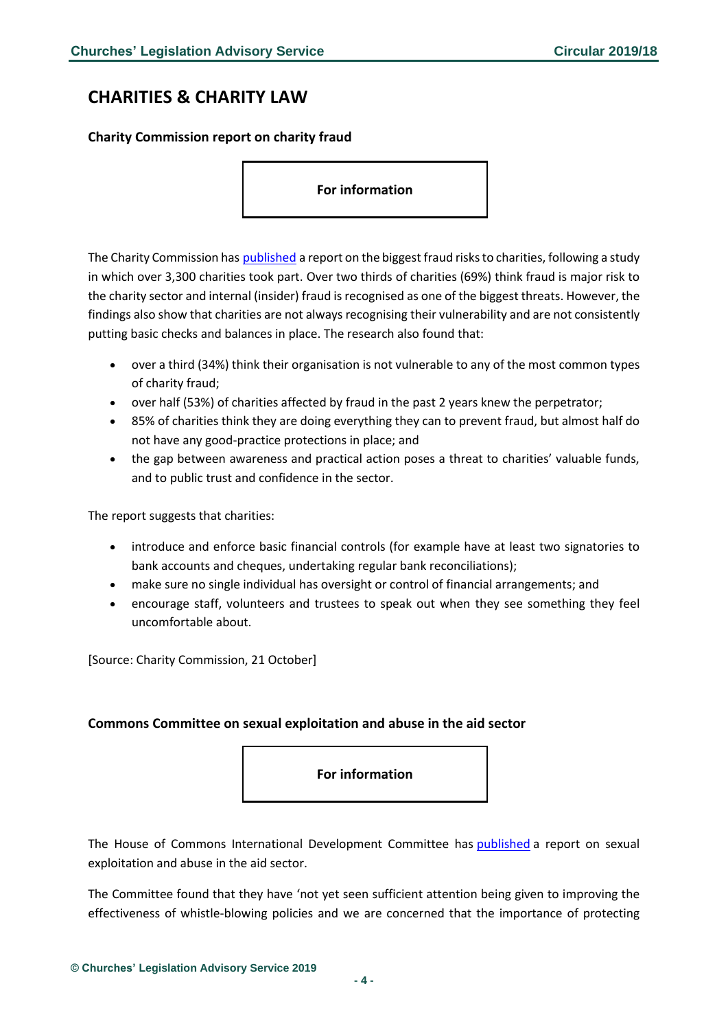# CHARITIES & CHARITY LAW

### Charity Commission report on charity fraud

**For information**

The Charity Commission has published a report on the biggest fraud risks to charities, following a study in which over 3,300 charities took part. Over two thirds of charities (69%) think fraud is major risk to the charity sector and internal (insider) fraud is recognised as one of the biggest threats. However, the findings also show that charities are not always recognising their vulnerability and are not consistently putting basic checks and balances in place. The research also found that:

- over a third (34%) think their organisation is not vulnerable to any of the most common types of charity fraud;
- over half (53%) of charities affected by fraud in the past 2 years knew the perpetrator;
- 85% of charities think they are doing everything they can to prevent fraud, but almost half do not have any good-practice protections in place; and
- the gap between awareness and practical action poses a threat to charities' valuable funds, and to public trust and confidence in the sector.

The report suggests that charities:

- introduce and enforce basic financial controls (for example have at least two signatories to bank accounts and cheques, undertaking regular bank reconciliations);
- make sure no single individual has oversight or control of financial arrangements; and
- encourage staff, volunteers and trustees to speak out when they see something they feel uncomfortable about.

[Source: Charity Commission, 21 October]

### Commons Committee on sexual exploitation and abuse in the aid sector

**For information**

The House of Commons International Development Committee has published a report on sexual exploitation and abuse in the aid sector.

The Committee found that they have 'not yet seen sufficient attention being given to improving the effectiveness of whistle-blowing policies and we are concerned that the importance of protecting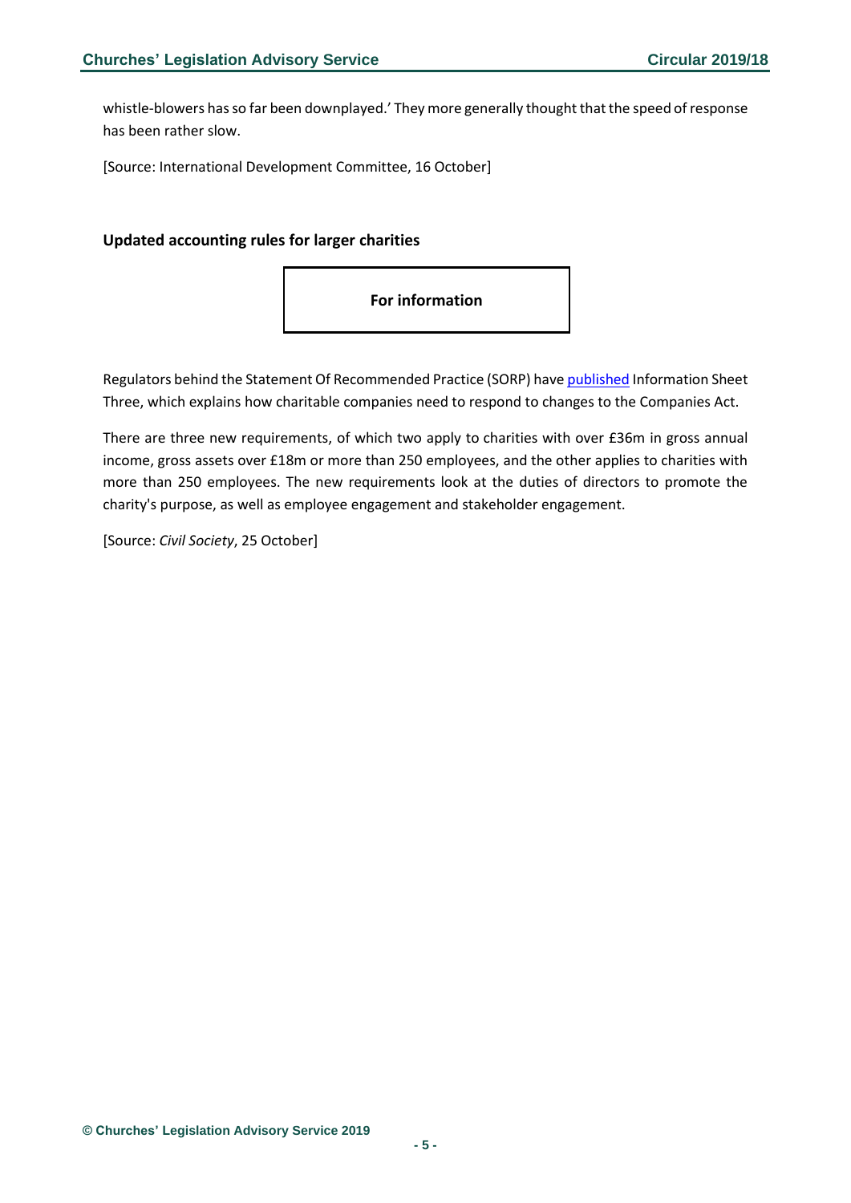whistle-blowers has so far been downplayed.' They more generally thought that the speed of response has been rather slow.

[Source: International Development Committee, 16 October]

### Updated accounting rules for larger charities

**For information**

Regulators behind the Statement Of Recommended Practice (SORP) have published Information Sheet Three, which explains how charitable companies need to respond to changes to the Companies Act.

There are three new requirements, of which two apply to charities with over £36m in gross annual income, gross assets over £18m or more than 250 employees, and the other applies to charities with more than 250 employees. The new requirements look at the duties of directors to promote the charity's purpose, as well as employee engagement and stakeholder engagement.

[Source: *Civil Society*, 25 October]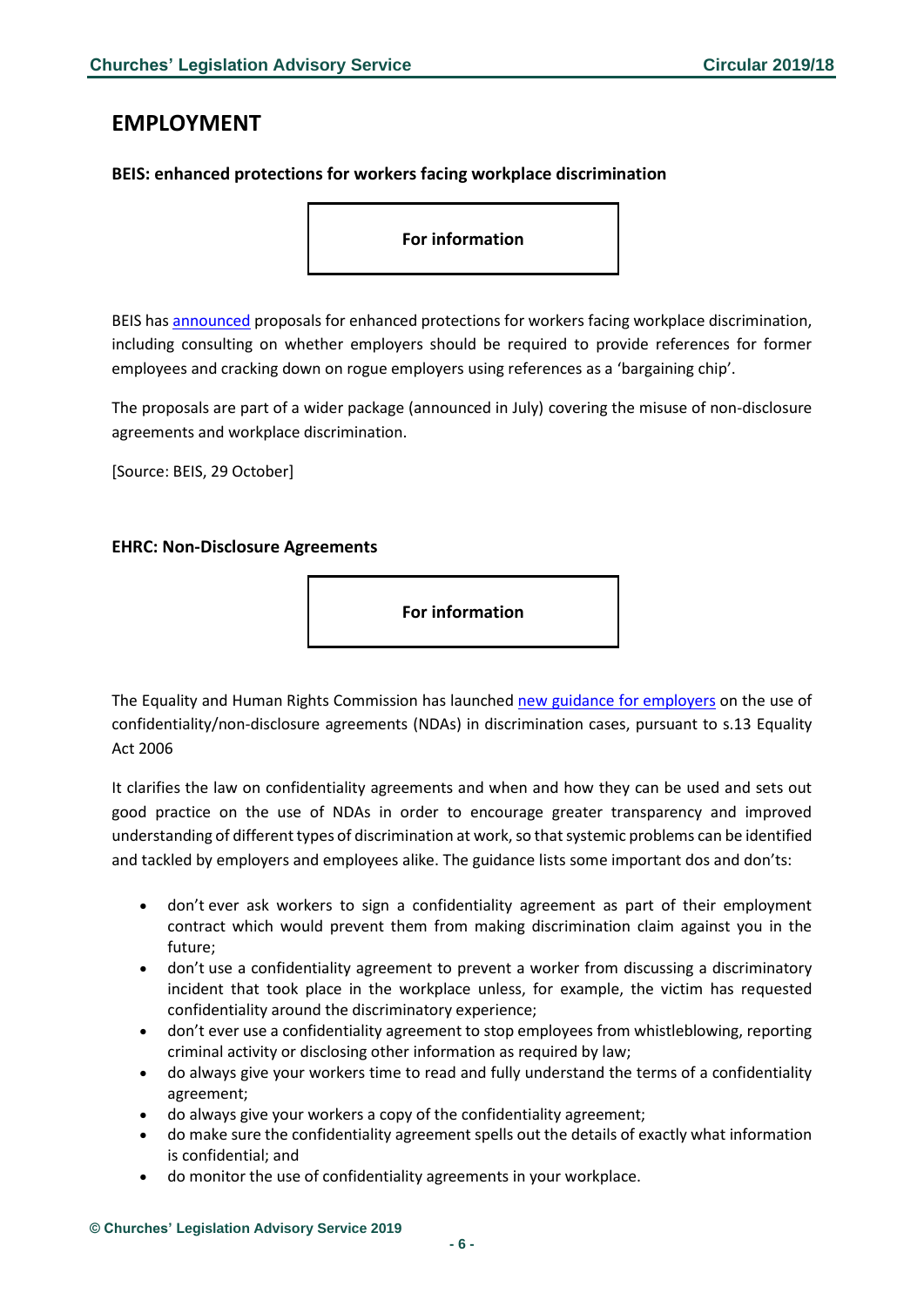# EMPLOYMENT

**BEIS: enhanced protections for workers facing workplace discrimination**

**For information**

BEIS has announced proposals for enhanced protections for workers facing workplace discrimination, including consulting on whether employers should be required to provide references for former employees and cracking down on rogue employers using references as a 'bargaining chip'.

The proposals are part of a wider package (announced in July) covering the misuse of non-disclosure agreements and workplace discrimination.

[Source: BEIS, 29 October]

**EHRC: Non-Disclosure Agreements**

**For information**

The Equality and Human Rights Commission has launched new guidance for employers on the use of confidentiality/non-disclosure agreements (NDAs) in discrimination cases, pursuant to s.13 Equality Act 2006

It clarifies the law on confidentiality agreements and when and how they can be used and sets out good practice on the use of NDAs in order to encourage greater transparency and improved understanding of different types of discrimination at work, so that systemic problems can be identified and tackled by employers and employees alike. The guidance lists some important dos and don'ts:

- don't ever ask workers to sign a confidentiality agreement as part of their employment contract which would prevent them from making discrimination claim against you in the future;
- don't use a confidentiality agreement to prevent a worker from discussing a discriminatory incident that took place in the workplace unless, for example, the victim has requested confidentiality around the discriminatory experience;
- don't ever use a confidentiality agreement to stop employees from whistleblowing, reporting criminal activity or disclosing other information as required by law;
- do always give your workers time to read and fully understand the terms of a confidentiality agreement;
- do always give your workers a copy of the confidentiality agreement;
- do make sure the confidentiality agreement spells out the details of exactly what information is confidential; and
- do monitor the use of confidentiality agreements in your workplace.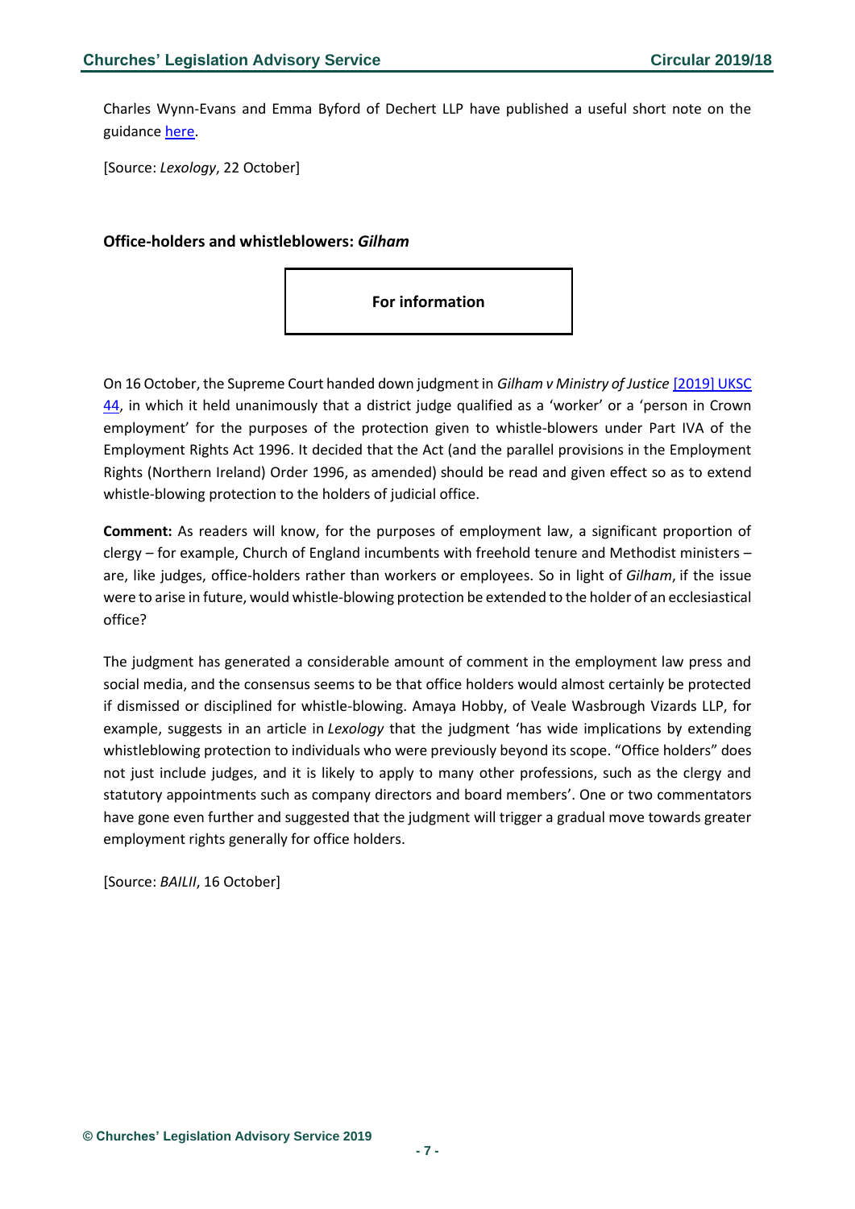Charles Wynn-Evans and Emma Byford of Dechert LLP have published a useful short note on the guidance [here](#).

[Source: *Lexology*, 22 October]

### Office-holders and whistleblowers: *Gilham*

**For information**

On 16 October, the Supreme Court handed down judgment in *Gilham v Ministry of Justice* [[2019] UKSC 44](#), in which it held unanimously that a district judge qualified as a 'worker' or a 'person in Crown employment' for the purposes of the protection given to whistle-blowers under Part IVA of the Employment Rights Act 1996. It decided that the Act (and the parallel provisions in the Employment Rights (Northern Ireland) Order 1996, as amended) should be read and given effect so as to extend whistle-blowing protection to the holders of judicial office.

**Comment:** As readers will know, for the purposes of employment law, a significant proportion of clergy – for example, Church of England incumbents with freehold tenure and Methodist ministers – are, like judges, office-holders rather than workers or employees. So in light of *Gilham*, if the issue were to arise in future, would whistle-blowing protection be extended to the holder of an ecclesiastical office?

The judgment has generated a considerable amount of comment in the employment law press and social media, and the consensus seems to be that office holders would almost certainly be protected if dismissed or disciplined for whistle-blowing. Amaya Hobby, of Veale Wasbrough Vizards LLP, for example, suggests in an article in *Lexology* that the judgment 'has wide implications by extending whistleblowing protection to individuals who were previously beyond its scope. "Office holders" does not just include judges, and it is likely to apply to many other professions, such as the clergy and statutory appointments such as company directors and board members'. One or two commentators have gone even further and suggested that the judgment will trigger a gradual move towards greater employment rights generally for office holders.

[Source: *BAILII*, 16 October]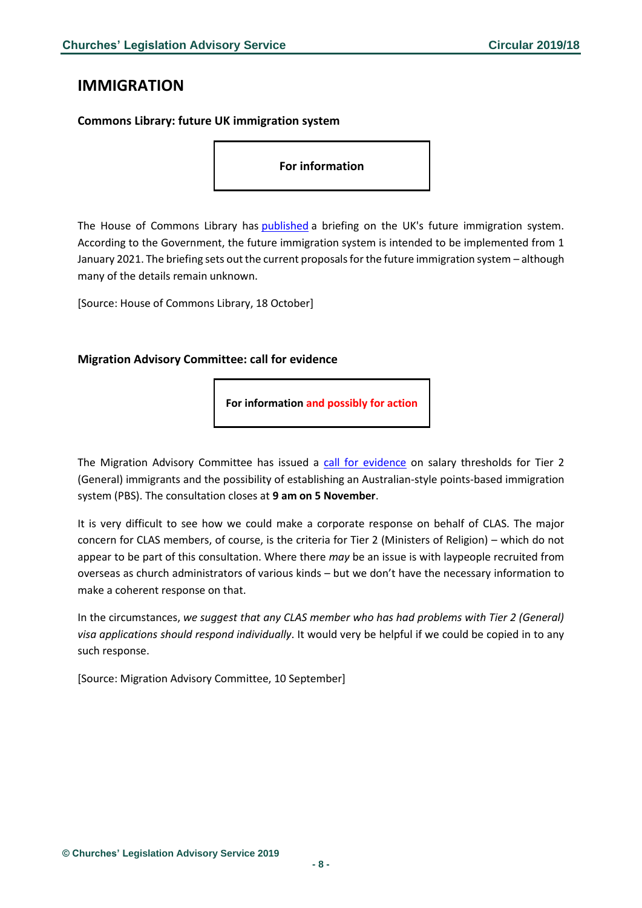## IMMIGRATION

### Commons Library: future UK immigration system

**For information**

The House of Commons Library has published a briefing on the UK's future immigration system. According to the Government, the future immigration system is intended to be implemented from 1 January 2021. The briefing sets out the current proposals for the future immigration system – although many of the details remain unknown.

[Source: House of Commons Library, 18 October]

### Migration Advisory Committee: call for evidence

**For information and possibly for action**

The Migration Advisory Committee has issued a call for evidence on salary thresholds for Tier 2 (General) immigrants and the possibility of establishing an Australian-style points-based immigration system (PBS). The consultation closes at **9 am on 5 November**.

It is very difficult to see how we could make a corporate response on behalf of CLAS. The major concern for CLAS members, of course, is the criteria for Tier 2 (Ministers of Religion) – which do not appear to be part of this consultation. Where there *may* be an issue is with laypeople recruited from overseas as church administrators of various kinds – but we don't have the necessary information to make a coherent response on that.

In the circumstances, *we suggest that any CLAS member who has had problems with Tier 2 (General) visa applications should respond individually*. It would very be helpful if we could be copied in to any such response.

[Source: Migration Advisory Committee, 10 September]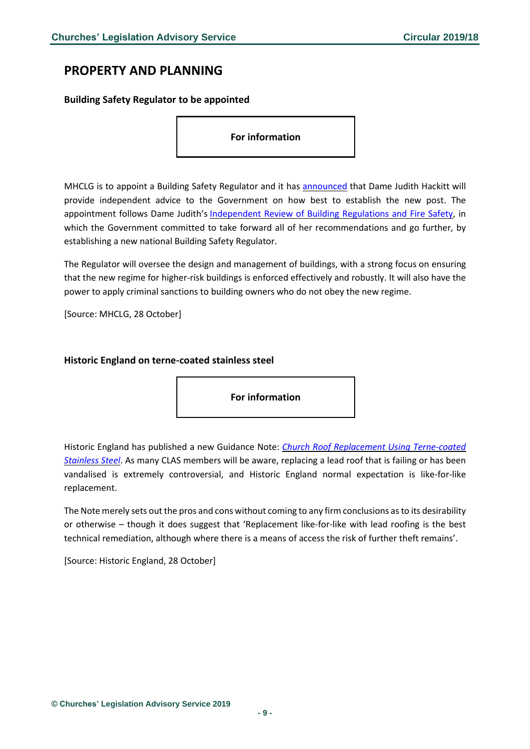# PROPERTY AND PLANNING

### Building Safety Regulator to be appointed

**For information**

MHCLG is to appoint a Building Safety Regulator and it has announced that Dame Judith Hackitt will provide independent advice to the Government on how best to establish the new post. The appointment follows Dame Judith's Independent Review of Building Regulations and Fire Safety, in which the Government committed to take forward all of her recommendations and go further, by establishing a new national Building Safety Regulator.

The Regulator will oversee the design and management of buildings, with a strong focus on ensuring that the new regime for higher-risk buildings is enforced effectively and robustly. It will also have the power to apply criminal sanctions to building owners who do not obey the new regime.

[Source: MHCLG, 28 October]

### Historic England on terne-coated stainless steel

**For information**

Historic England has published a new Guidance Note: *Church Roof Replacement Using Terne-coated Stainless Steel*. As many CLAS members will be aware, replacing a lead roof that is failing or has been vandalised is extremely controversial, and Historic England normal expectation is like-for-like replacement.

The Note merely sets out the pros and cons without coming to any firm conclusions as to its desirability or otherwise – though it does suggest that 'Replacement like-for-like with lead roofing is the best technical remediation, although where there is a means of access the risk of further theft remains'.

[Source: Historic England, 28 October]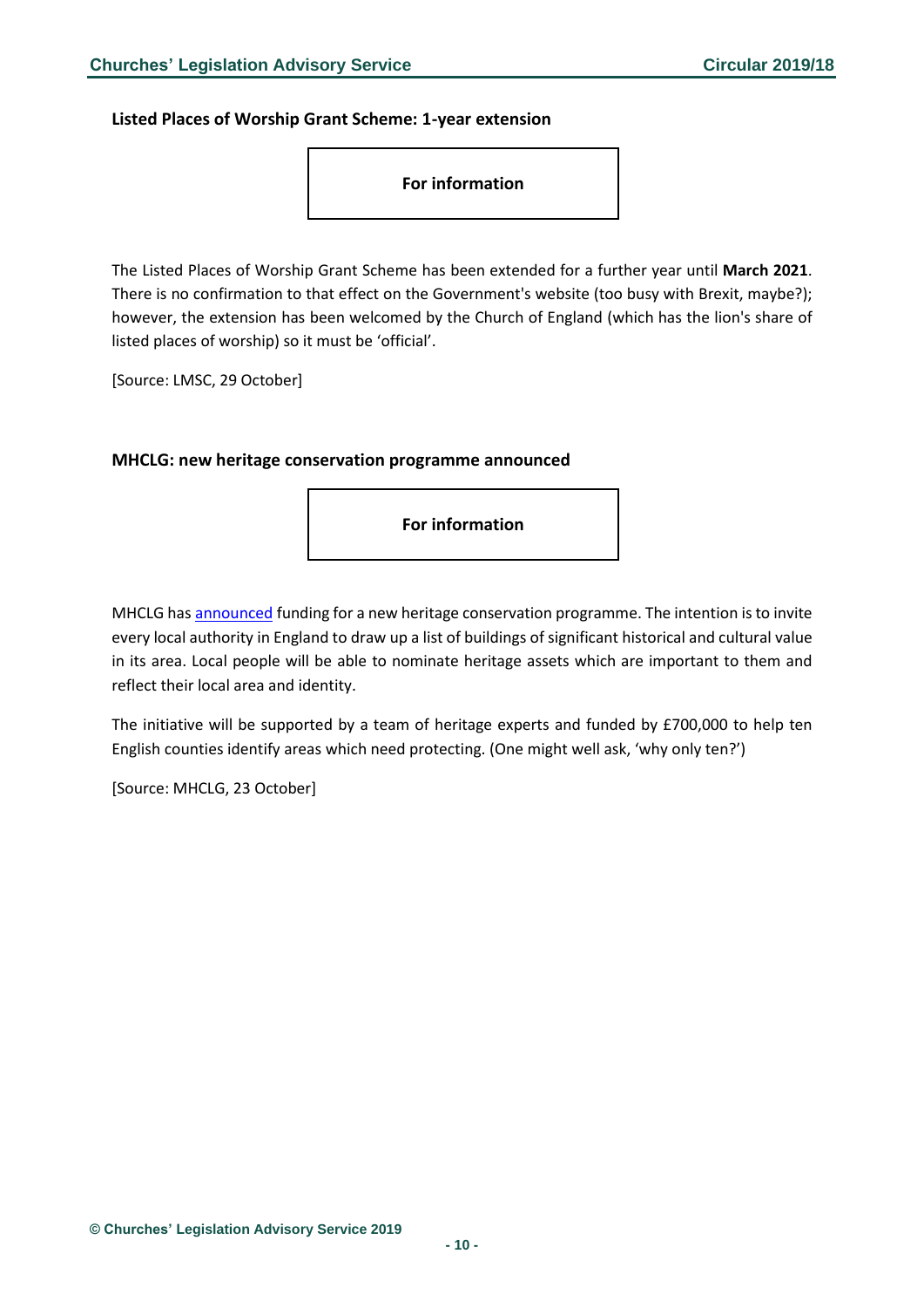### Listed Places of Worship Grant Scheme: 1-year extension

**For information**

The Listed Places of Worship Grant Scheme has been extended for a further year until **March 2021**. There is no confirmation to that effect on the Government's website (too busy with Brexit, maybe?); however, the extension has been welcomed by the Church of England (which has the lion's share of listed places of worship) so it must be 'official'.

[Source: LMSC, 29 October]

### MHCLG: new heritage conservation programme announced

**For information**

MHCLG has announced funding for a new heritage conservation programme. The intention is to invite every local authority in England to draw up a list of buildings of significant historical and cultural value in its area. Local people will be able to nominate heritage assets which are important to them and reflect their local area and identity.

The initiative will be supported by a team of heritage experts and funded by £700,000 to help ten English counties identify areas which need protecting. (One might well ask, 'why only ten?')

[Source: MHCLG, 23 October]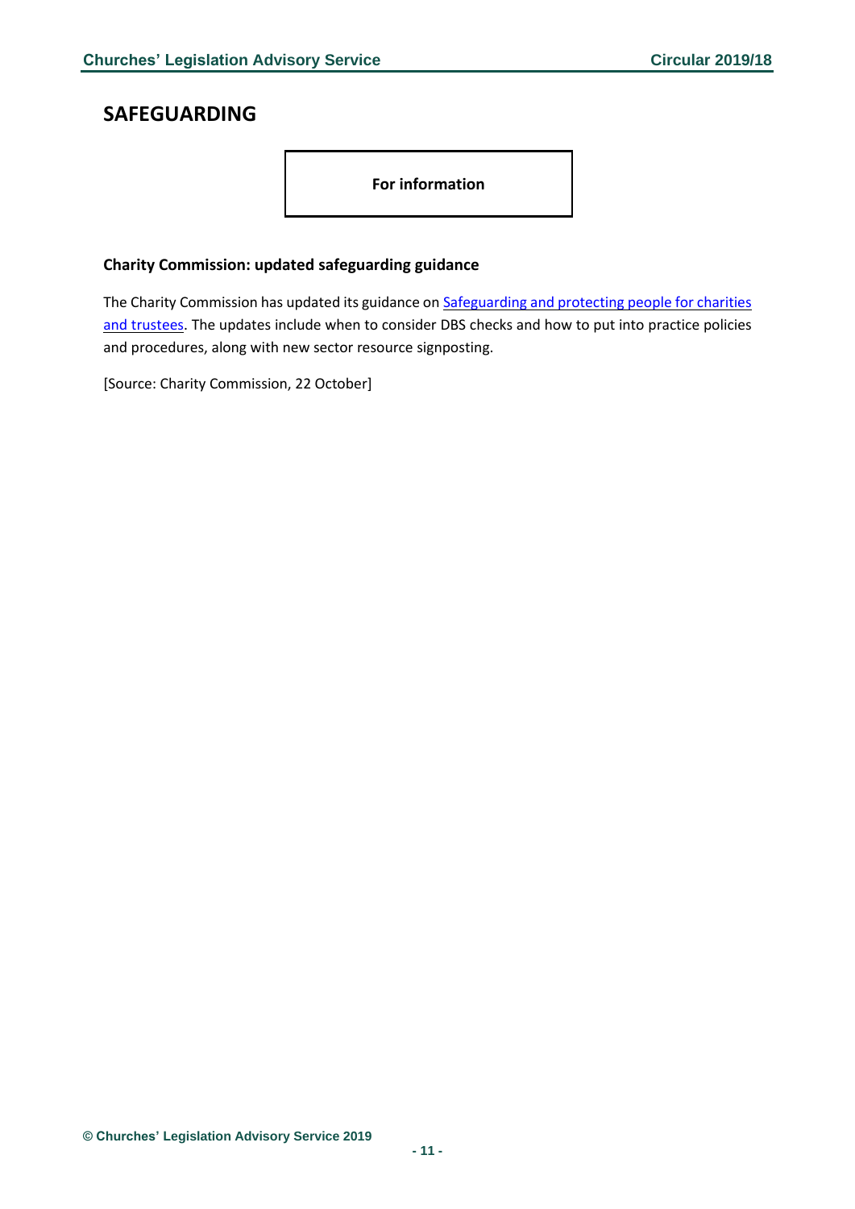## SAFEGUARDING

**For information**

### Charity Commission: updated safeguarding guidance

The Charity Commission has updated its guidance on Safeguarding and protecting people for charities and trustees. The updates include when to consider DBS checks and how to put into practice policies and procedures, along with new sector resource signposting.

[Source: Charity Commission, 22 October]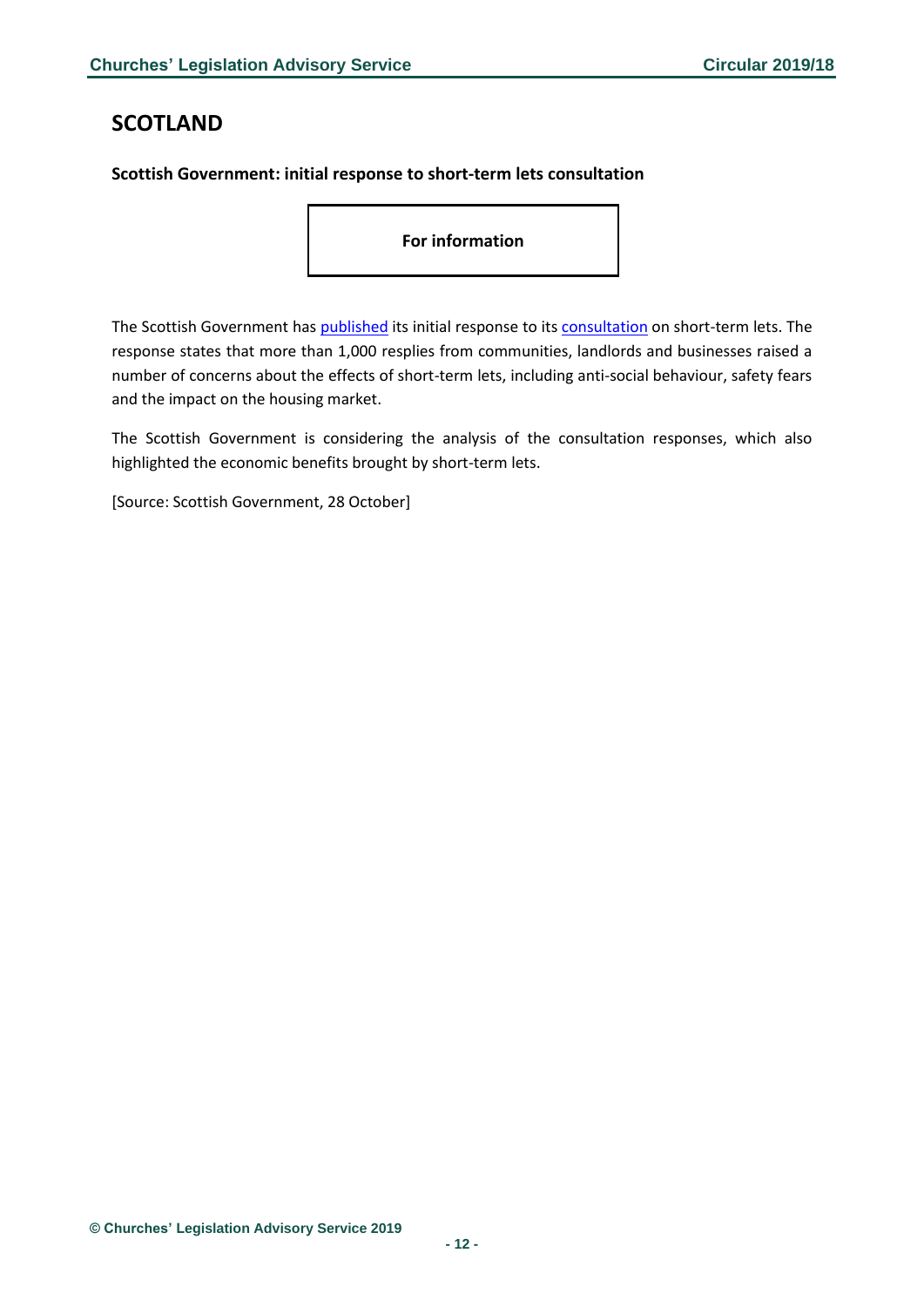# SCOTLAND

**Scottish Government: initial response to short-term lets consultation**

**For information**

The Scottish Government has published its initial response to its consultation on short-term lets. The response states that more than 1,000 resplies from communities, landlords and businesses raised a number of concerns about the effects of short-term lets, including anti-social behaviour, safety fears and the impact on the housing market.

The Scottish Government is considering the analysis of the consultation responses, which also highlighted the economic benefits brought by short-term lets.

[Source: Scottish Government, 28 October]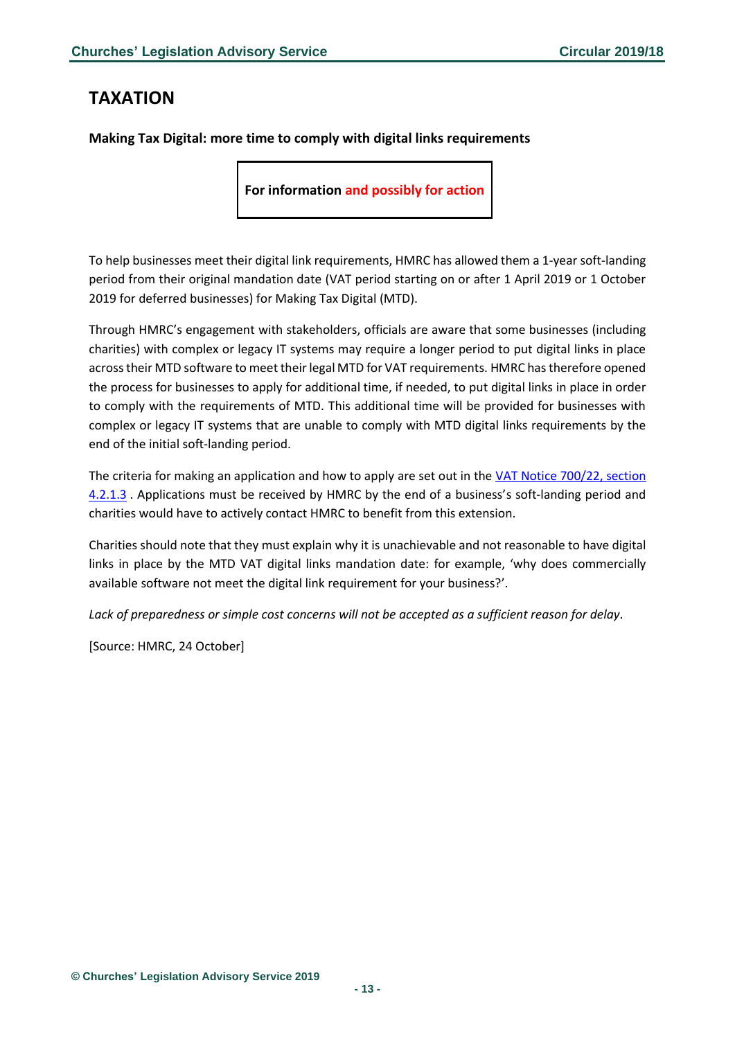# TAXATION

**Making Tax Digital: more time to comply with digital links requirements**

**For information and possibly for action**

To help businesses meet their digital link requirements, HMRC has allowed them a 1-year soft-landing period from their original mandation date (VAT period starting on or after 1 April 2019 or 1 October 2019 for deferred businesses) for Making Tax Digital (MTD).

Through HMRC's engagement with stakeholders, officials are aware that some businesses (including charities) with complex or legacy IT systems may require a longer period to put digital links in place across their MTD software to meet their legal MTD for VAT requirements. HMRC has therefore opened the process for businesses to apply for additional time, if needed, to put digital links in place in order to comply with the requirements of MTD. This additional time will be provided for businesses with complex or legacy IT systems that are unable to comply with MTD digital links requirements by the end of the initial soft-landing period.

The criteria for making an application and how to apply are set out in the VAT Notice 700/22, section 4.2.1.3 . Applications must be received by HMRC by the end of a business's soft-landing period and charities would have to actively contact HMRC to benefit from this extension.

Charities should note that they must explain why it is unachievable and not reasonable to have digital links in place by the MTD VAT digital links mandation date: for example, 'why does commercially available software not meet the digital link requirement for your business?'.

*Lack of preparedness or simple cost concerns will not be accepted as a sufficient reason for delay*.

[Source: HMRC, 24 October]